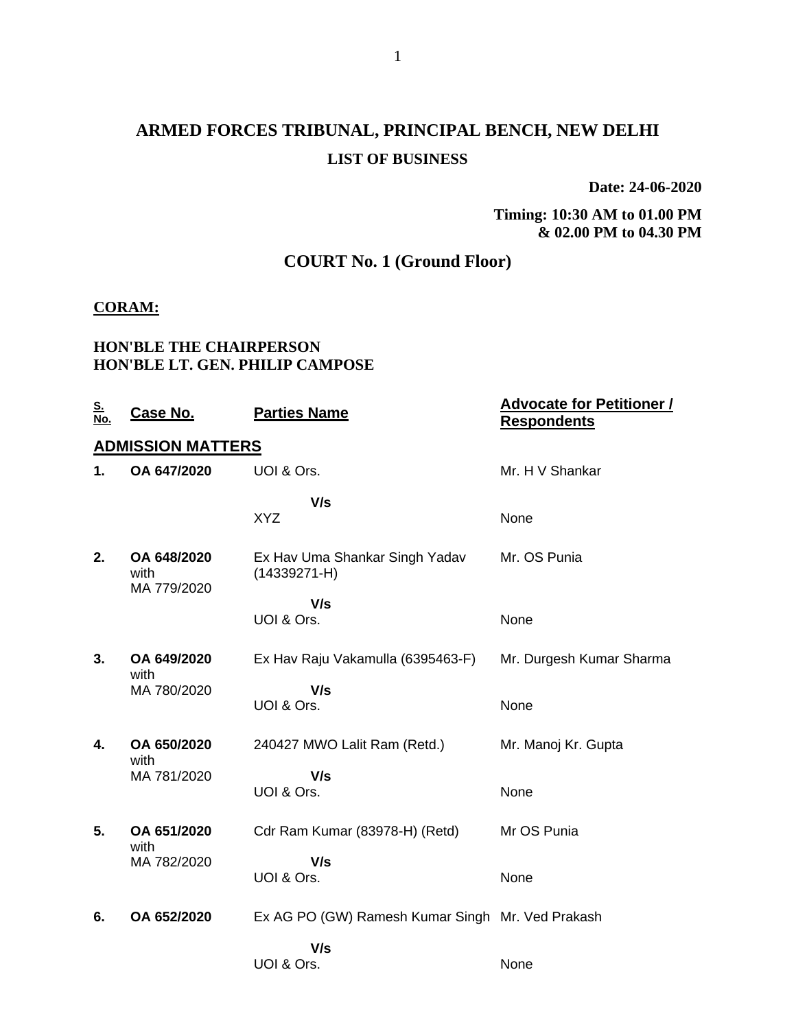# ARMED FORCES TRIBUNAL, PRINCIPAL BENCH, NEW DELHI

## LIST OF BUSINESS

**Date: 24-06-2020**

**Timing: 10:30 AM to 01.00 PM & 02.00 PM to 04.30 PM**

## COURT No. 1 (Ground Floor)

**CORAM:**

**HON'BLE THE CHAIRPERSON**
**HON'BLE LT. GEN. PHILIP CAMPOSE**

| S. No. | Case No. | Parties Name | Advocate for Petitioner / Respondents |
|---|---|---|---|
| **ADMISSION MATTERS** | | | |
| **1.** | **OA 647/2020** | UOI & Ors.<br>**V/s**<br>XYZ | Mr. H V Shankar<br><br>None |
| **2.** | **OA 648/2020** with MA 779/2020 | Ex Hav Uma Shankar Singh Yadav (14339271-H)<br>**V/s**<br>UOI & Ors. | Mr. OS Punia<br><br>None |
| **3.** | **OA 649/2020** with MA 780/2020 | Ex Hav Raju Vakamulla (6395463-F)<br>**V/s**<br>UOI & Ors. | Mr. Durgesh Kumar Sharma<br><br>None |
| **4.** | **OA 650/2020** with MA 781/2020 | 240427 MWO Lalit Ram (Retd.)<br>**V/s**<br>UOI & Ors. | Mr. Manoj Kr. Gupta<br><br>None |
| **5.** | **OA 651/2020** with MA 782/2020 | Cdr Ram Kumar (83978-H) (Retd)<br>**V/s**<br>UOI & Ors. | Mr OS Punia<br><br>None |
| **6.** | **OA 652/2020** | Ex AG PO (GW) Ramesh Kumar Singh<br>**V/s**<br>UOI & Ors. | Mr. Ved Prakash<br><br>None |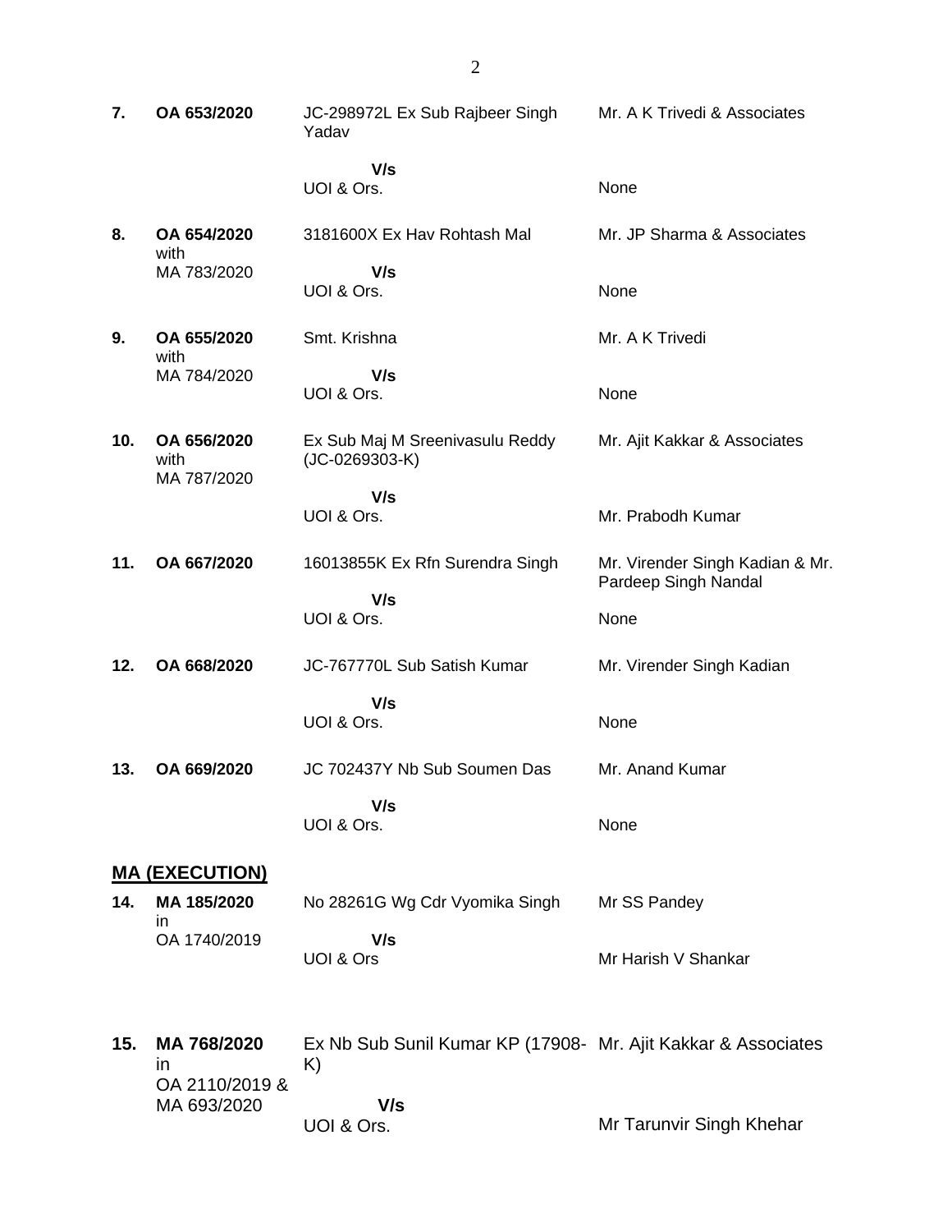| | | | |
|---|---|---|---|
| **7.** | **OA 653/2020** | JC-298972L Ex Sub Rajbeer Singh Yadav<br><br>**V/s**<br>UOI & Ors. | Mr. A K Trivedi & Associates<br><br><br>None |
| **8.** | **OA 654/2020** with MA 783/2020 | 3181600X Ex Hav Rohtash Mal<br><br>**V/s**<br>UOI & Ors. | Mr. JP Sharma & Associates<br><br><br>None |
| **9.** | **OA 655/2020** with MA 784/2020 | Smt. Krishna<br><br>**V/s**<br>UOI & Ors. | Mr. A K Trivedi<br><br><br>None |
| **10.** | **OA 656/2020** with MA 787/2020 | Ex Sub Maj M Sreenivasulu Reddy (JC-0269303-K)<br><br>**V/s**<br>UOI & Ors. | Mr. Ajit Kakkar & Associates<br><br><br>Mr. Prabodh Kumar |
| **11.** | **OA 667/2020** | 16013855K Ex Rfn Surendra Singh<br><br>**V/s**<br>UOI & Ors. | Mr. Virender Singh Kadian & Mr. Pardeep Singh Nandal<br><br>None |
| **12.** | **OA 668/2020** | JC-767770L Sub Satish Kumar<br><br>**V/s**<br>UOI & Ors. | Mr. Virender Singh Kadian<br><br><br>None |
| **13.** | **OA 669/2020** | JC 702437Y Nb Sub Soumen Das<br><br>**V/s**<br>UOI & Ors. | Mr. Anand Kumar<br><br><br>None |

## **MA (EXECUTION)**

| | | | |
|---|---|---|---|
| **14.** | **MA 185/2020** in OA 1740/2019 | No 28261G Wg Cdr Vyomika Singh<br><br>**V/s**<br>UOI & Ors | Mr SS Pandey<br><br><br>Mr Harish V Shankar |
| **15.** | **MA 768/2020** in OA 2110/2019 & MA 693/2020 | Ex Nb Sub Sunil Kumar KP (17908-K)<br><br>**V/s**<br>UOI & Ors. | Mr. Ajit Kakkar & Associates<br><br><br>Mr Tarunvir Singh Khehar |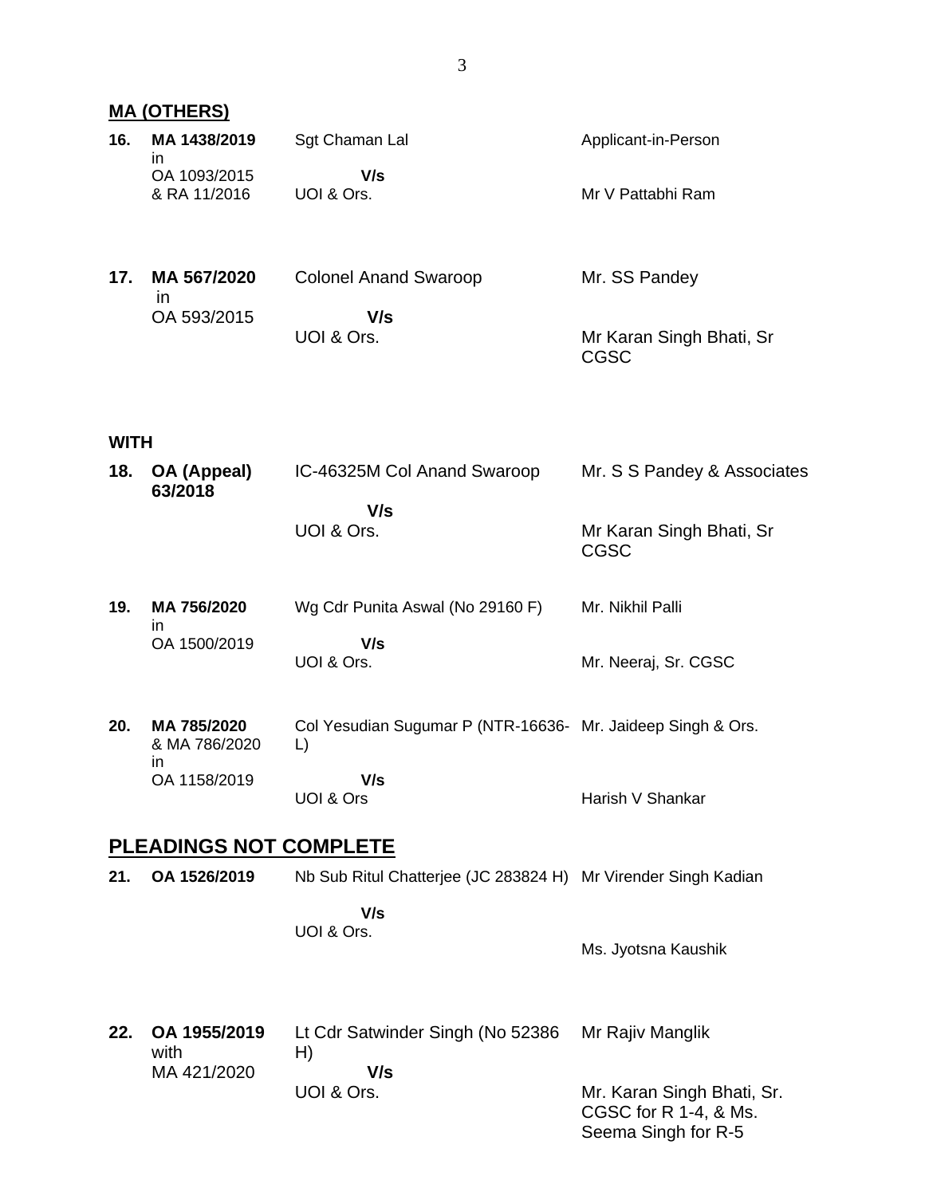## MA (OTHERS)

| | | | |
|---|---|---|---|
| **16.** | **MA 1438/2019** in OA 1093/2015 & RA 11/2016 | Sgt Chaman Lal **V/s** UOI & Ors. | Applicant-in-Person Mr V Pattabhi Ram |
| **17.** | **MA 567/2020** in OA 593/2015 | Colonel Anand Swaroop **V/s** UOI & Ors. | Mr. SS Pandey Mr Karan Singh Bhati, Sr CGSC |

**WITH**

| | | | |
|---|---|---|---|
| **18.** | **OA (Appeal) 63/2018** | IC-46325M Col Anand Swaroop **V/s** UOI & Ors. | Mr. S S Pandey & Associates Mr Karan Singh Bhati, Sr CGSC |
| **19.** | **MA 756/2020** in OA 1500/2019 | Wg Cdr Punita Aswal (No 29160 F) **V/s** UOI & Ors. | Mr. Nikhil Palli Mr. Neeraj, Sr. CGSC |
| **20.** | **MA 785/2020** & MA 786/2020 in OA 1158/2019 | Col Yesudian Sugumar P (NTR-16636-L) **V/s** UOI & Ors | Mr. Jaideep Singh & Ors. Harish V Shankar |

## PLEADINGS NOT COMPLETE

| | | | |
|---|---|---|---|
| **21.** | **OA 1526/2019** | Nb Sub Ritul Chatterjee (JC 283824 H) **V/s** UOI & Ors. | Mr Virender Singh Kadian Ms. Jyotsna Kaushik |
| **22.** | **OA 1955/2019** with MA 421/2020 | Lt Cdr Satwinder Singh (No 52386 H) **V/s** UOI & Ors. | Mr Rajiv Manglik Mr. Karan Singh Bhati, Sr. CGSC for R 1-4, & Ms. Seema Singh for R-5 |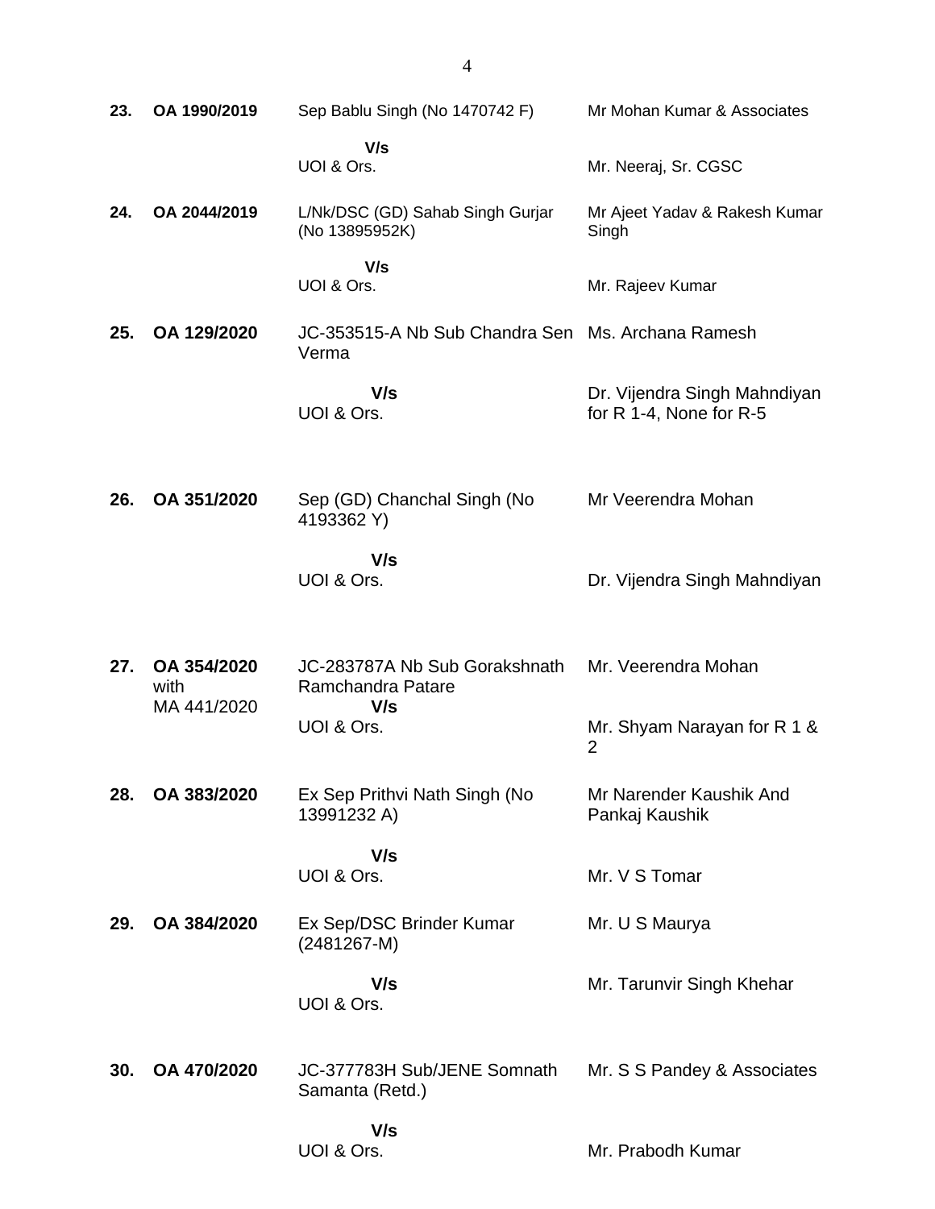| | | | |
|---|---|---|---|
| **23.** | **OA 1990/2019** | Sep Bablu Singh (No 1470742 F)<br><br>**V/s**<br>UOI & Ors. | Mr Mohan Kumar & Associates<br><br>Mr. Neeraj, Sr. CGSC |
| **24.** | **OA 2044/2019** | L/Nk/DSC (GD) Sahab Singh Gurjar (No 13895952K)<br><br>**V/s**<br>UOI & Ors. | Mr Ajeet Yadav & Rakesh Kumar Singh<br><br>Mr. Rajeev Kumar |
| **25.** | **OA 129/2020** | JC-353515-A Nb Sub Chandra Sen Verma<br><br>**V/s**<br>UOI & Ors. | Ms. Archana Ramesh<br><br>Dr. Vijendra Singh Mahndiyan for R 1-4, None for R-5 |
| **26.** | **OA 351/2020** | Sep (GD) Chanchal Singh (No 4193362 Y)<br><br>**V/s**<br>UOI & Ors. | Mr Veerendra Mohan<br><br>Dr. Vijendra Singh Mahndiyan |
| **27.** | **OA 354/2020** with MA 441/2020 | JC-283787A Nb Sub Gorakshnath Ramchandra Patare<br>**V/s**<br>UOI & Ors. | Mr. Veerendra Mohan<br><br>Mr. Shyam Narayan for R 1 & 2 |
| **28.** | **OA 383/2020** | Ex Sep Prithvi Nath Singh (No 13991232 A)<br><br>**V/s**<br>UOI & Ors. | Mr Narender Kaushik And Pankaj Kaushik<br><br>Mr. V S Tomar |
| **29.** | **OA 384/2020** | Ex Sep/DSC Brinder Kumar (2481267-M)<br><br>**V/s**<br>UOI & Ors. | Mr. U S Maurya<br><br>Mr. Tarunvir Singh Khehar |
| **30.** | **OA 470/2020** | JC-377783H Sub/JENE Somnath Samanta (Retd.)<br><br>**V/s**<br>UOI & Ors. | Mr. S S Pandey & Associates<br><br>Mr. Prabodh Kumar |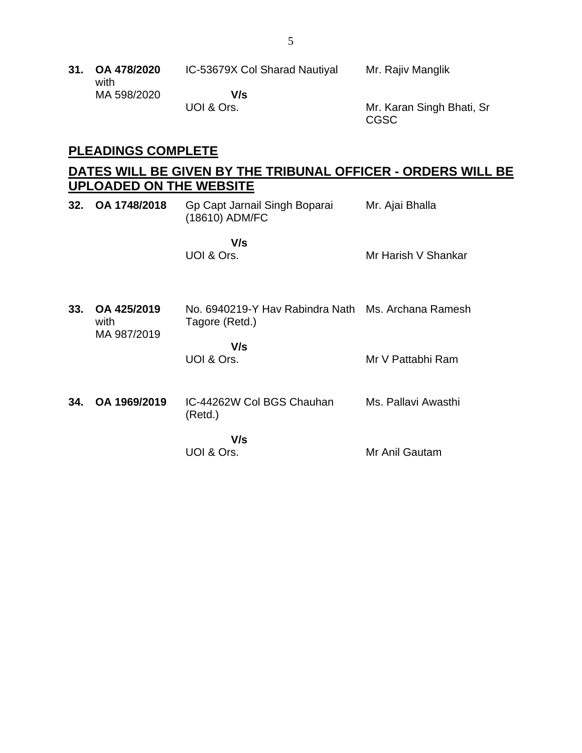| | | | |
|---|---|---|---|
| **31.** | **OA 478/2020** with MA 598/2020 | IC-53679X Col Sharad Nautiyal **V/s** UOI & Ors. | Mr. Rajiv Manglik<br><br>Mr. Karan Singh Bhati, Sr CGSC |

## PLEADINGS COMPLETE

## DATES WILL BE GIVEN BY THE TRIBUNAL OFFICER - ORDERS WILL BE UPLOADED ON THE WEBSITE

| | | | |
|---|---|---|---|
| **32.** | **OA 1748/2018** | Gp Capt Jarnail Singh Boparai (18610) ADM/FC **V/s** UOI & Ors. | Mr. Ajai Bhalla<br><br>Mr Harish V Shankar |
| **33.** | **OA 425/2019** with MA 987/2019 | No. 6940219-Y Hav Rabindra Nath Tagore (Retd.) **V/s** UOI & Ors. | Ms. Archana Ramesh<br><br>Mr V Pattabhi Ram |
| **34.** | **OA 1969/2019** | IC-44262W Col BGS Chauhan (Retd.) **V/s** UOI & Ors. | Ms. Pallavi Awasthi<br><br>Mr Anil Gautam |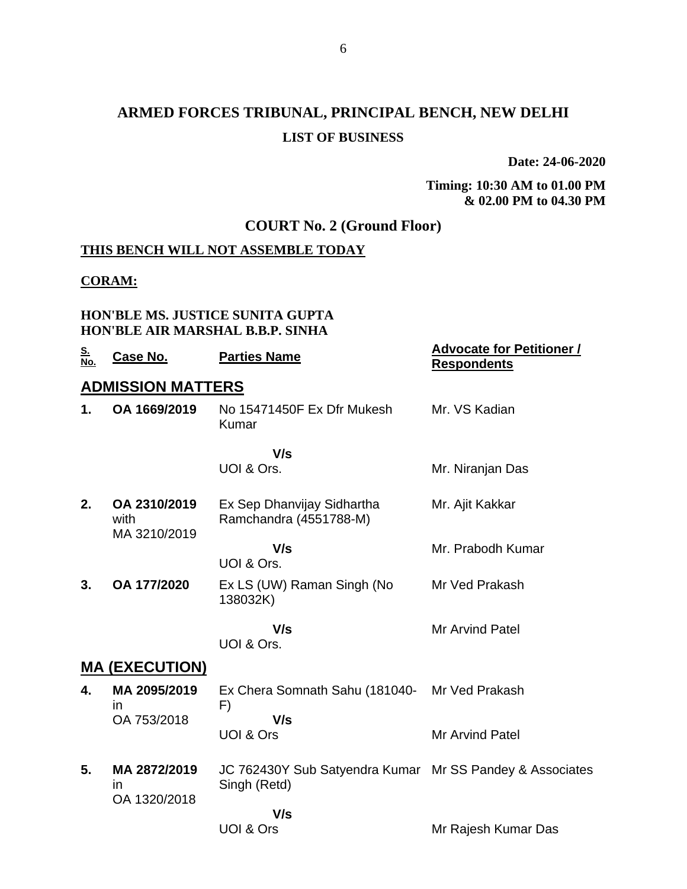# ARMED FORCES TRIBUNAL, PRINCIPAL BENCH, NEW DELHI

## LIST OF BUSINESS

**Date: 24-06-2020**

**Timing: 10:30 AM to 01.00 PM & 02.00 PM to 04.30 PM**

## COURT No. 2 (Ground Floor)

**THIS BENCH WILL NOT ASSEMBLE TODAY**

**CORAM:**

**HON'BLE MS. JUSTICE SUNITA GUPTA**
**HON'BLE AIR MARSHAL B.B.P. SINHA**

| S. No. | Case No. | Parties Name | Advocate for Petitioner / Respondents |
|---|---|---|---|
| **ADMISSION MATTERS** | | | |
| **1.** | **OA 1669/2019** | No 15471450F Ex Dfr Mukesh Kumar | Mr. VS Kadian |
| | | **V/s** UOI & Ors. | Mr. Niranjan Das |
| **2.** | **OA 2310/2019** with MA 3210/2019 | Ex Sep Dhanvijay Sidhartha Ramchandra (4551788-M) | Mr. Ajit Kakkar |
| | | **V/s** UOI & Ors. | Mr. Prabodh Kumar |
| **3.** | **OA 177/2020** | Ex LS (UW) Raman Singh (No 138032K) | Mr Ved Prakash |
| | | **V/s** UOI & Ors. | Mr Arvind Patel |
| **MA (EXECUTION)** | | | |
| **4.** | **MA 2095/2019** in OA 753/2018 | Ex Chera Somnath Sahu (181040-F) | Mr Ved Prakash |
| | | **V/s** UOI & Ors | Mr Arvind Patel |
| **5.** | **MA 2872/2019** in OA 1320/2018 | JC 762430Y Sub Satyendra Kumar Singh (Retd) | Mr SS Pandey & Associates |
| | | **V/s** UOI & Ors | Mr Rajesh Kumar Das |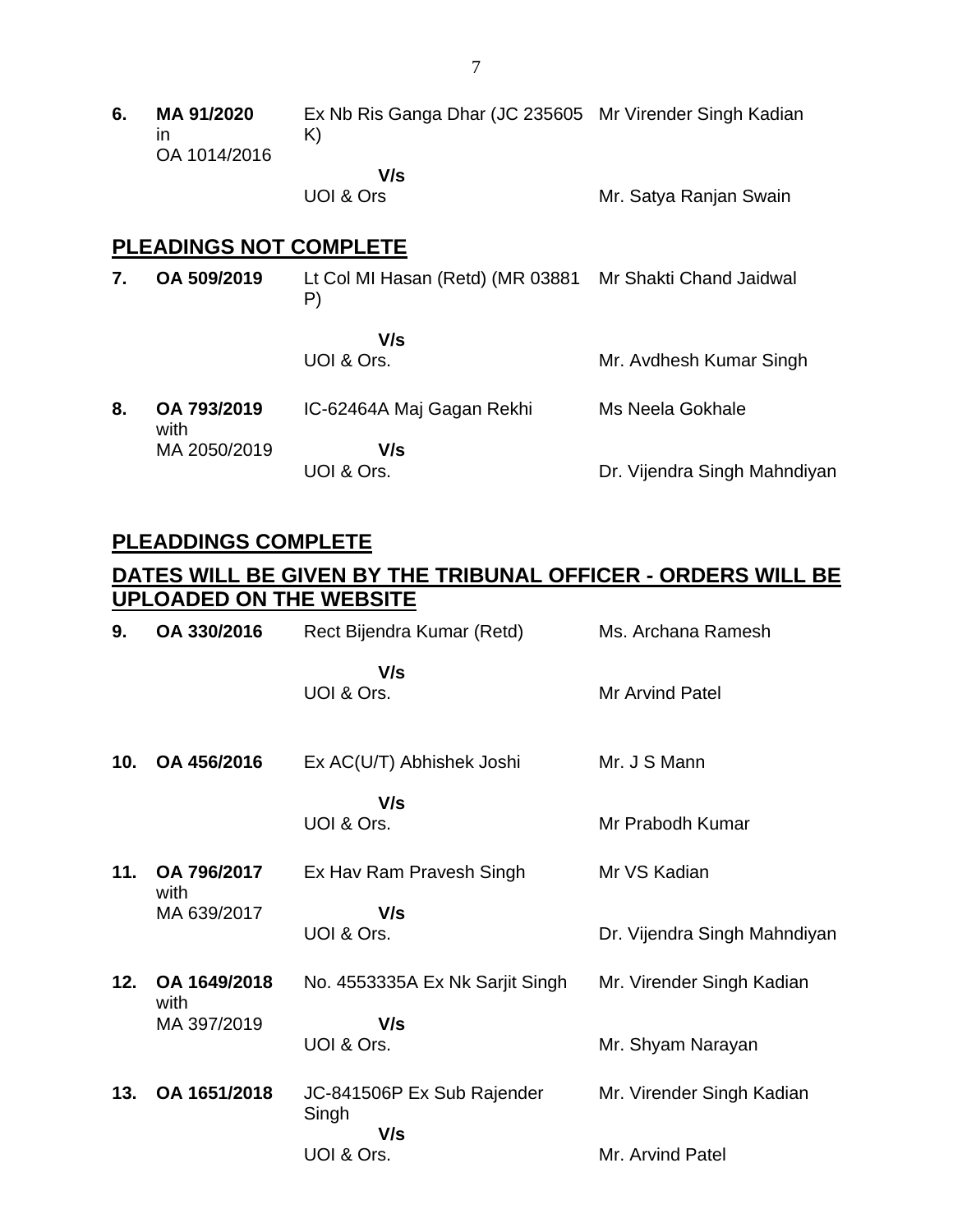| | | | |
|---|---|---|---|
| **6.** | **MA 91/2020** in OA 1014/2016 | Ex Nb Ris Ganga Dhar (JC 235605 K) | Mr Virender Singh Kadian |
| | | **V/s** UOI & Ors | Mr. Satya Ranjan Swain |

## PLEADINGS NOT COMPLETE

| | | | |
|---|---|---|---|
| **7.** | **OA 509/2019** | Lt Col MI Hasan (Retd) (MR 03881 P) | Mr Shakti Chand Jaidwal |
| | | **V/s** UOI & Ors. | Mr. Avdhesh Kumar Singh |
| **8.** | **OA 793/2019** with MA 2050/2019 | IC-62464A Maj Gagan Rekhi | Ms Neela Gokhale |
| | | **V/s** UOI & Ors. | Dr. Vijendra Singh Mahndiyan |

## PLEADDINGS COMPLETE

## DATES WILL BE GIVEN BY THE TRIBUNAL OFFICER - ORDERS WILL BE UPLOADED ON THE WEBSITE

| | | | |
|---|---|---|---|
| **9.** | **OA 330/2016** | Rect Bijendra Kumar (Retd) | Ms. Archana Ramesh |
| | | **V/s** UOI & Ors. | Mr Arvind Patel |
| **10.** | **OA 456/2016** | Ex AC(U/T) Abhishek Joshi | Mr. J S Mann |
| | | **V/s** UOI & Ors. | Mr Prabodh Kumar |
| **11.** | **OA 796/2017** with MA 639/2017 | Ex Hav Ram Pravesh Singh | Mr VS Kadian |
| | | **V/s** UOI & Ors. | Dr. Vijendra Singh Mahndiyan |
| **12.** | **OA 1649/2018** with MA 397/2019 | No. 4553335A Ex Nk Sarjit Singh | Mr. Virender Singh Kadian |
| | | **V/s** UOI & Ors. | Mr. Shyam Narayan |
| **13.** | **OA 1651/2018** | JC-841506P Ex Sub Rajender Singh | Mr. Virender Singh Kadian |
| | | **V/s** UOI & Ors. | Mr. Arvind Patel |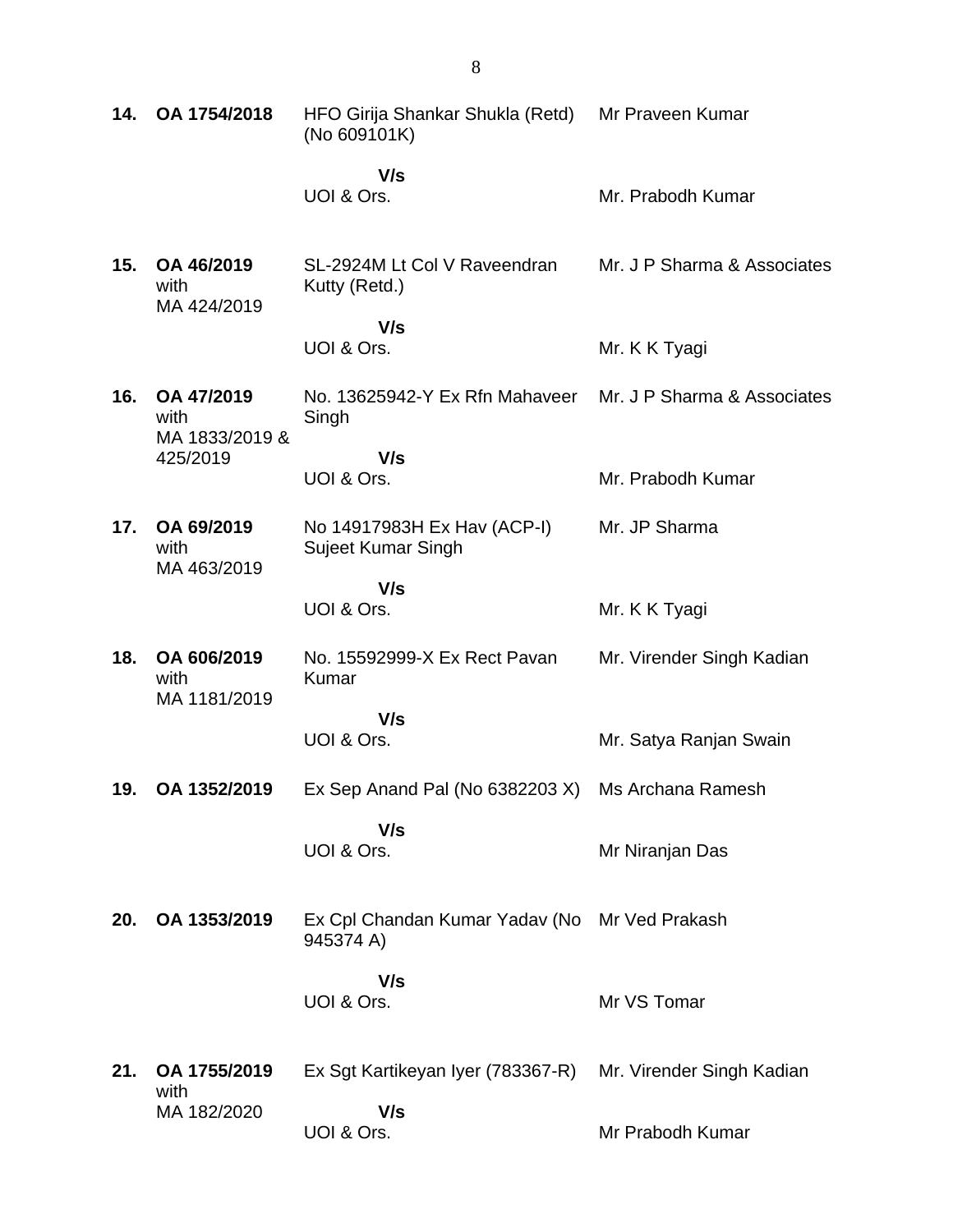| | | | |
|---|---|---|---|
| **14.** | **OA 1754/2018** | HFO Girija Shankar Shukla (Retd) (No 609101K)<br><br>**V/s**<br>UOI & Ors. | Mr Praveen Kumar<br><br><br>Mr. Prabodh Kumar |
| **15.** | **OA 46/2019** with MA 424/2019 | SL-2924M Lt Col V Raveendran Kutty (Retd.)<br><br>**V/s**<br>UOI & Ors. | Mr. J P Sharma & Associates<br><br><br>Mr. K K Tyagi |
| **16.** | **OA 47/2019** with MA 1833/2019 & 425/2019 | No. 13625942-Y Ex Rfn Mahaveer Singh<br><br>**V/s**<br>UOI & Ors. | Mr. J P Sharma & Associates<br><br><br>Mr. Prabodh Kumar |
| **17.** | **OA 69/2019** with MA 463/2019 | No 14917983H Ex Hav (ACP-I) Sujeet Kumar Singh<br><br>**V/s**<br>UOI & Ors. | Mr. JP Sharma<br><br><br>Mr. K K Tyagi |
| **18.** | **OA 606/2019** with MA 1181/2019 | No. 15592999-X Ex Rect Pavan Kumar<br><br>**V/s**<br>UOI & Ors. | Mr. Virender Singh Kadian<br><br><br>Mr. Satya Ranjan Swain |
| **19.** | **OA 1352/2019** | Ex Sep Anand Pal (No 6382203 X)<br><br>**V/s**<br>UOI & Ors. | Ms Archana Ramesh<br><br><br>Mr Niranjan Das |
| **20.** | **OA 1353/2019** | Ex Cpl Chandan Kumar Yadav (No 945374 A)<br><br>**V/s**<br>UOI & Ors. | Mr Ved Prakash<br><br><br>Mr VS Tomar |
| **21.** | **OA 1755/2019** with MA 182/2020 | Ex Sgt Kartikeyan Iyer (783367-R)<br><br>**V/s**<br>UOI & Ors. | Mr. Virender Singh Kadian<br><br><br>Mr Prabodh Kumar |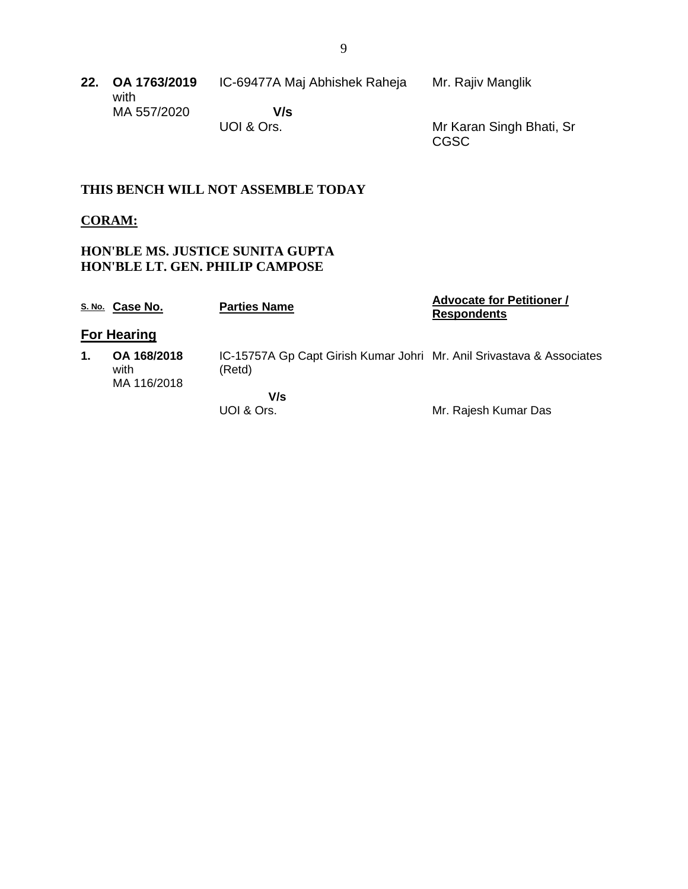| | | | |
|---|---|---|---|
| **22.** | **OA 1763/2019** with MA 557/2020 | IC-69477A Maj Abhishek Raheja **V/s** UOI & Ors. | Mr. Rajiv Manglik<br><br>Mr Karan Singh Bhati, Sr CGSC |

**THIS BENCH WILL NOT ASSEMBLE TODAY**

**CORAM:**

**HON'BLE MS. JUSTICE SUNITA GUPTA**
**HON'BLE LT. GEN. PHILIP CAMPOSE**

| S. No. | Case No. | Parties Name | Advocate for Petitioner / Respondents |
|---|---|---|---|
| **For Hearing** | | | |
| **1.** | **OA 168/2018** with MA 116/2018 | IC-15757A Gp Capt Girish Kumar Johri (Retd) **V/s** UOI & Ors. | Mr. Anil Srivastava & Associates<br><br>Mr. Rajesh Kumar Das |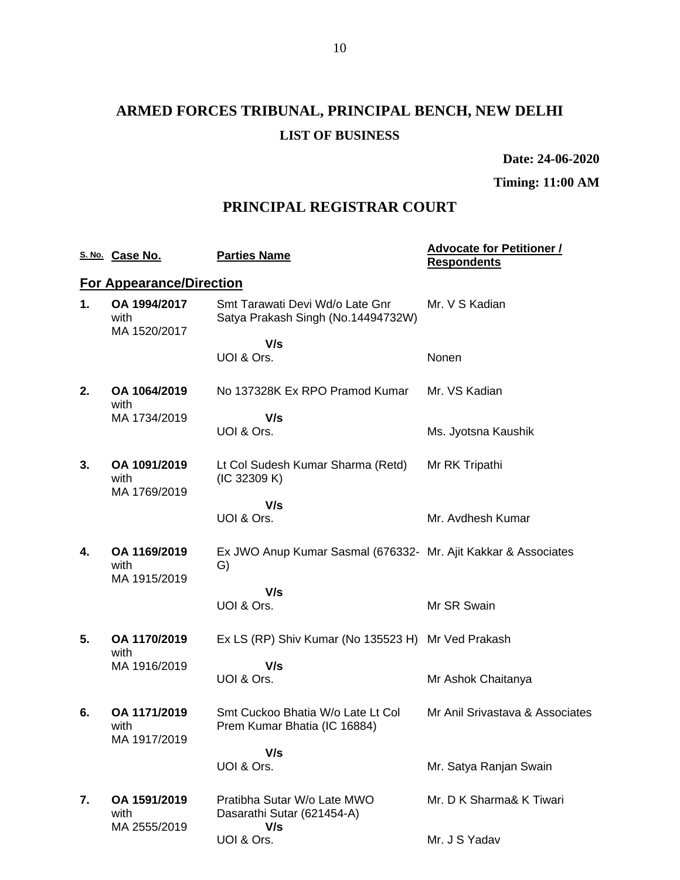# ARMED FORCES TRIBUNAL, PRINCIPAL BENCH, NEW DELHI

**LIST OF BUSINESS**

**Date: 24-06-2020**

**Timing: 11:00 AM**

## PRINCIPAL REGISTRAR COURT

| S. No. | Case No. | Parties Name | Advocate for Petitioner / Respondents |
|---|---|---|---|
| **For Appearance/Direction** | | | |
| **1.** | **OA 1994/2017** with MA 1520/2017 | Smt Tarawati Devi Wd/o Late Gnr Satya Prakash Singh (No.14494732W) | Mr. V S Kadian |
| | | **V/s** UOI & Ors. | Nonen |
| **2.** | **OA 1064/2019** with MA 1734/2019 | No 137328K Ex RPO Pramod Kumar | Mr. VS Kadian |
| | | **V/s** UOI & Ors. | Ms. Jyotsna Kaushik |
| **3.** | **OA 1091/2019** with MA 1769/2019 | Lt Col Sudesh Kumar Sharma (Retd) (IC 32309 K) | Mr RK Tripathi |
| | | **V/s** UOI & Ors. | Mr. Avdhesh Kumar |
| **4.** | **OA 1169/2019** with MA 1915/2019 | Ex JWO Anup Kumar Sasmal (676332-G) | Mr. Ajit Kakkar & Associates |
| | | **V/s** UOI & Ors. | Mr SR Swain |
| **5.** | **OA 1170/2019** with MA 1916/2019 | Ex LS (RP) Shiv Kumar (No 135523 H) | Mr Ved Prakash |
| | | **V/s** UOI & Ors. | Mr Ashok Chaitanya |
| **6.** | **OA 1171/2019** with MA 1917/2019 | Smt Cuckoo Bhatia W/o Late Lt Col Prem Kumar Bhatia (IC 16884) | Mr Anil Srivastava & Associates |
| | | **V/s** UOI & Ors. | Mr. Satya Ranjan Swain |
| **7.** | **OA 1591/2019** with MA 2555/2019 | Pratibha Sutar W/o Late MWO Dasarathi Sutar (621454-A) | Mr. D K Sharma& K Tiwari |
| | | **V/s** UOI & Ors. | Mr. J S Yadav |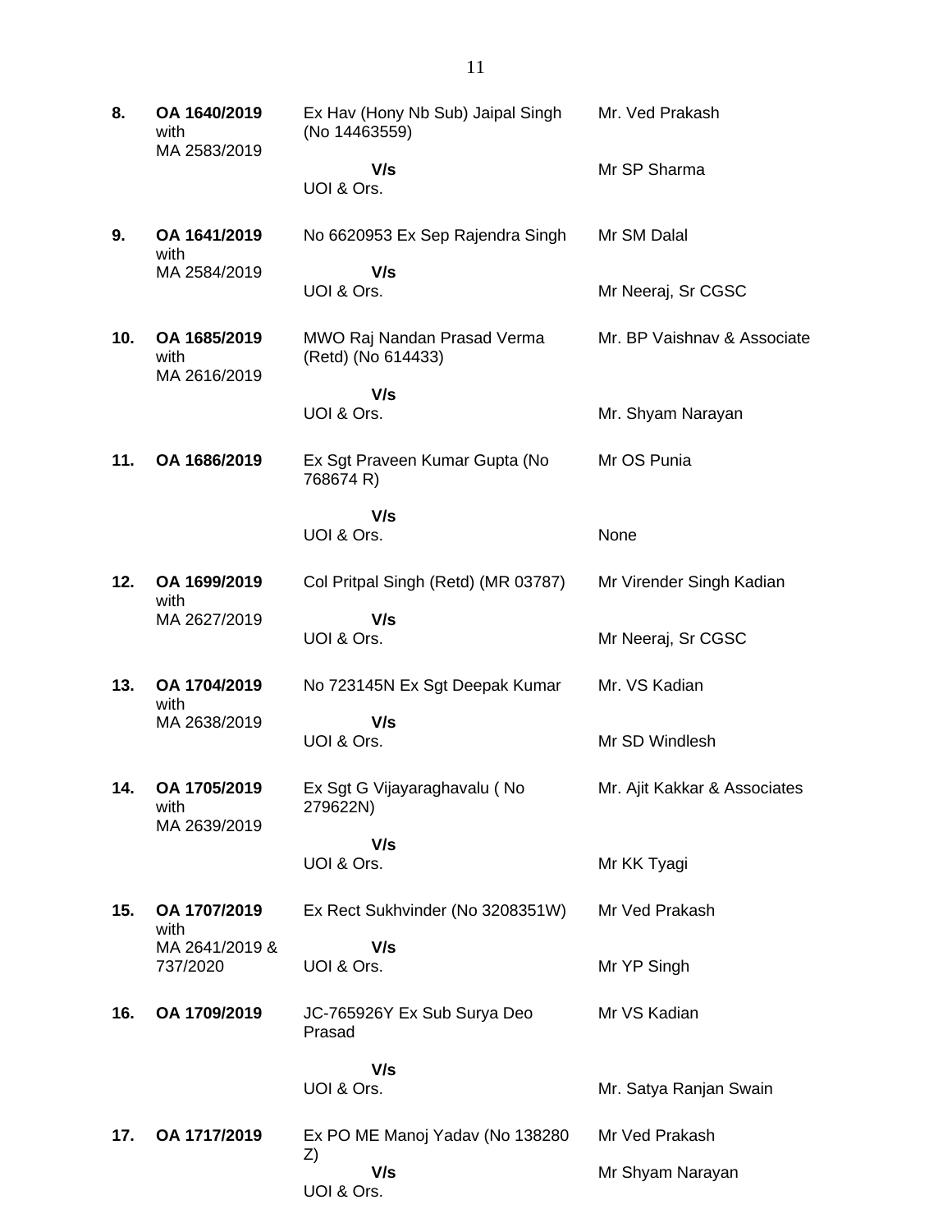| | | | |
|---|---|---|---|
| **8.** | **OA 1640/2019** with MA 2583/2019 | Ex Hav (Hony Nb Sub) Jaipal Singh (No 14463559)<br>**V/s**<br>UOI & Ors. | Mr. Ved Prakash<br><br>Mr SP Sharma |
| **9.** | **OA 1641/2019** with MA 2584/2019 | No 6620953 Ex Sep Rajendra Singh<br>**V/s**<br>UOI & Ors. | Mr SM Dalal<br><br>Mr Neeraj, Sr CGSC |
| **10.** | **OA 1685/2019** with MA 2616/2019 | MWO Raj Nandan Prasad Verma (Retd) (No 614433)<br>**V/s**<br>UOI & Ors. | Mr. BP Vaishnav & Associate<br><br>Mr. Shyam Narayan |
| **11.** | **OA 1686/2019** | Ex Sgt Praveen Kumar Gupta (No 768674 R)<br>**V/s**<br>UOI & Ors. | Mr OS Punia<br><br>None |
| **12.** | **OA 1699/2019** with MA 2627/2019 | Col Pritpal Singh (Retd) (MR 03787)<br>**V/s**<br>UOI & Ors. | Mr Virender Singh Kadian<br><br>Mr Neeraj, Sr CGSC |
| **13.** | **OA 1704/2019** with MA 2638/2019 | No 723145N Ex Sgt Deepak Kumar<br>**V/s**<br>UOI & Ors. | Mr. VS Kadian<br><br>Mr SD Windlesh |
| **14.** | **OA 1705/2019** with MA 2639/2019 | Ex Sgt G Vijayaraghavalu ( No 279622N)<br>**V/s**<br>UOI & Ors. | Mr. Ajit Kakkar & Associates<br><br>Mr KK Tyagi |
| **15.** | **OA 1707/2019** with MA 2641/2019 & 737/2020 | Ex Rect Sukhvinder (No 3208351W)<br>**V/s**<br>UOI & Ors. | Mr Ved Prakash<br><br>Mr YP Singh |
| **16.** | **OA 1709/2019** | JC-765926Y Ex Sub Surya Deo Prasad<br>**V/s**<br>UOI & Ors. | Mr VS Kadian<br><br>Mr. Satya Ranjan Swain |
| **17.** | **OA 1717/2019** | Ex PO ME Manoj Yadav (No 138280 Z)<br>**V/s**<br>UOI & Ors. | Mr Ved Prakash<br><br>Mr Shyam Narayan |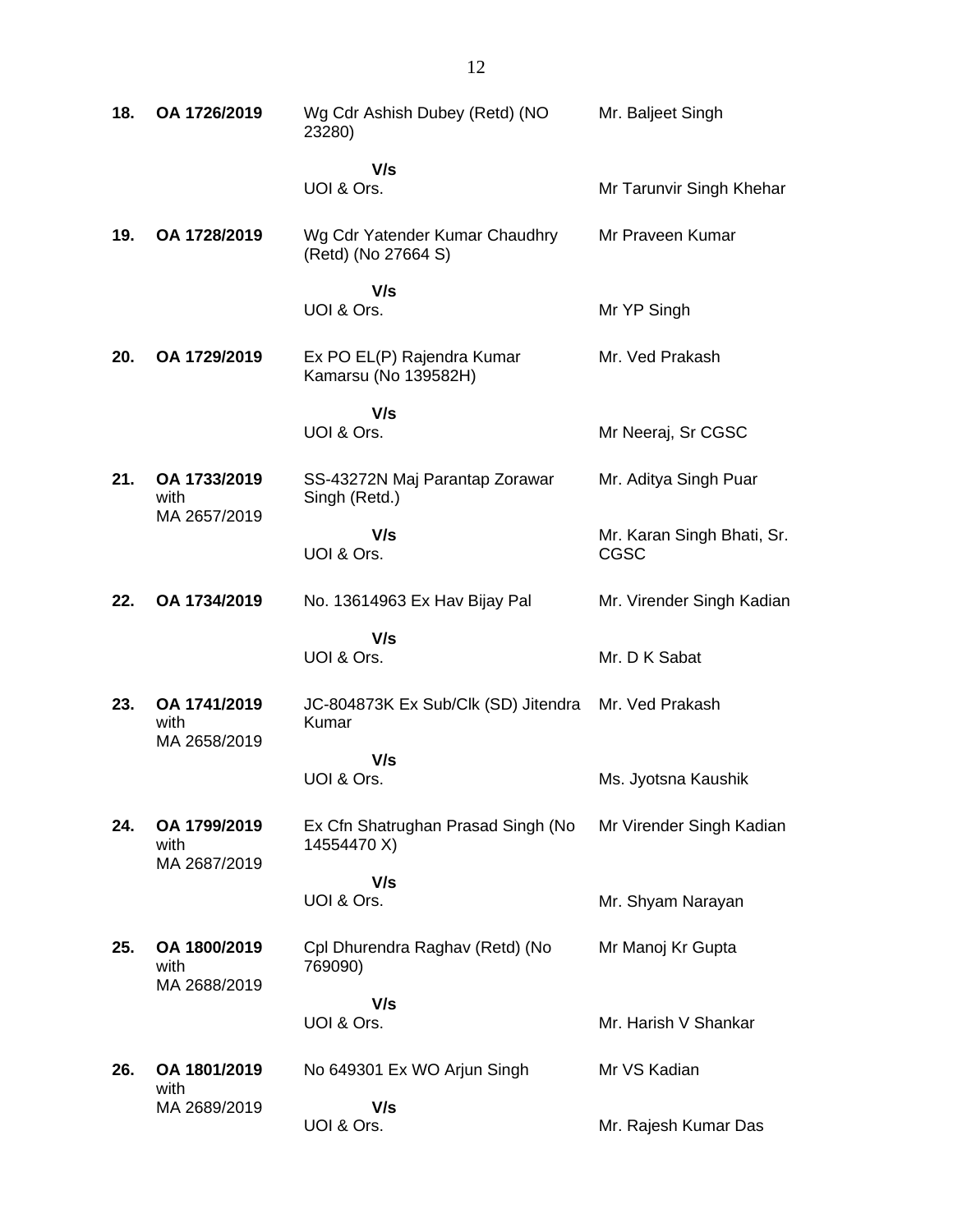| | | | |
|---|---|---|---|
| **18.** | **OA 1726/2019** | Wg Cdr Ashish Dubey (Retd) (NO 23280) | Mr. Baljeet Singh |
| | | **V/s** UOI & Ors. | Mr Tarunvir Singh Khehar |
| **19.** | **OA 1728/2019** | Wg Cdr Yatender Kumar Chaudhry (Retd) (No 27664 S) | Mr Praveen Kumar |
| | | **V/s** UOI & Ors. | Mr YP Singh |
| **20.** | **OA 1729/2019** | Ex PO EL(P) Rajendra Kumar Kamarsu (No 139582H) | Mr. Ved Prakash |
| | | **V/s** UOI & Ors. | Mr Neeraj, Sr CGSC |
| **21.** | **OA 1733/2019** with MA 2657/2019 | SS-43272N Maj Parantap Zorawar Singh (Retd.) | Mr. Aditya Singh Puar |
| | | **V/s** UOI & Ors. | Mr. Karan Singh Bhati, Sr. CGSC |
| **22.** | **OA 1734/2019** | No. 13614963 Ex Hav Bijay Pal | Mr. Virender Singh Kadian |
| | | **V/s** UOI & Ors. | Mr. D K Sabat |
| **23.** | **OA 1741/2019** with MA 2658/2019 | JC-804873K Ex Sub/Clk (SD) Jitendra Kumar | Mr. Ved Prakash |
| | | **V/s** UOI & Ors. | Ms. Jyotsna Kaushik |
| **24.** | **OA 1799/2019** with MA 2687/2019 | Ex Cfn Shatrughan Prasad Singh (No 14554470 X) | Mr Virender Singh Kadian |
| | | **V/s** UOI & Ors. | Mr. Shyam Narayan |
| **25.** | **OA 1800/2019** with MA 2688/2019 | Cpl Dhurendra Raghav (Retd) (No 769090) | Mr Manoj Kr Gupta |
| | | **V/s** UOI & Ors. | Mr. Harish V Shankar |
| **26.** | **OA 1801/2019** with MA 2689/2019 | No 649301 Ex WO Arjun Singh | Mr VS Kadian |
| | | **V/s** UOI & Ors. | Mr. Rajesh Kumar Das |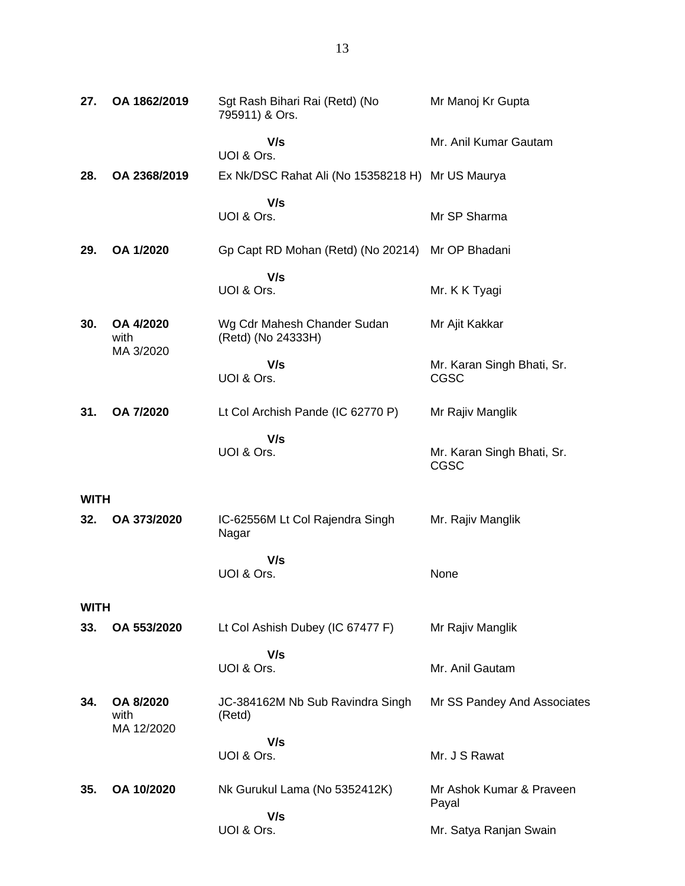| | | | |
|---|---|---|---|
| **27.** | **OA 1862/2019** | Sgt Rash Bihari Rai (Retd) (No 795911) & Ors. | Mr Manoj Kr Gupta |
| | | **V/s** UOI & Ors. | Mr. Anil Kumar Gautam |
| **28.** | **OA 2368/2019** | Ex Nk/DSC Rahat Ali (No 15358218 H) | Mr US Maurya |
| | | **V/s** UOI & Ors. | Mr SP Sharma |
| **29.** | **OA 1/2020** | Gp Capt RD Mohan (Retd) (No 20214) | Mr OP Bhadani |
| | | **V/s** UOI & Ors. | Mr. K K Tyagi |
| **30.** | **OA 4/2020** with MA 3/2020 | Wg Cdr Mahesh Chander Sudan (Retd) (No 24333H) | Mr Ajit Kakkar |
| | | **V/s** UOI & Ors. | Mr. Karan Singh Bhati, Sr. CGSC |
| **31.** | **OA 7/2020** | Lt Col Archish Pande (IC 62770 P) | Mr Rajiv Manglik |
| | | **V/s** UOI & Ors. | Mr. Karan Singh Bhati, Sr. CGSC |
| **WITH** | | | |
| **32.** | **OA 373/2020** | IC-62556M Lt Col Rajendra Singh Nagar | Mr. Rajiv Manglik |
| | | **V/s** UOI & Ors. | None |
| **WITH** | | | |
| **33.** | **OA 553/2020** | Lt Col Ashish Dubey (IC 67477 F) | Mr Rajiv Manglik |
| | | **V/s** UOI & Ors. | Mr. Anil Gautam |
| **34.** | **OA 8/2020** with MA 12/2020 | JC-384162M Nb Sub Ravindra Singh (Retd) | Mr SS Pandey And Associates |
| | | **V/s** UOI & Ors. | Mr. J S Rawat |
| **35.** | **OA 10/2020** | Nk Gurukul Lama (No 5352412K) | Mr Ashok Kumar & Praveen Payal |
| | | **V/s** UOI & Ors. | Mr. Satya Ranjan Swain |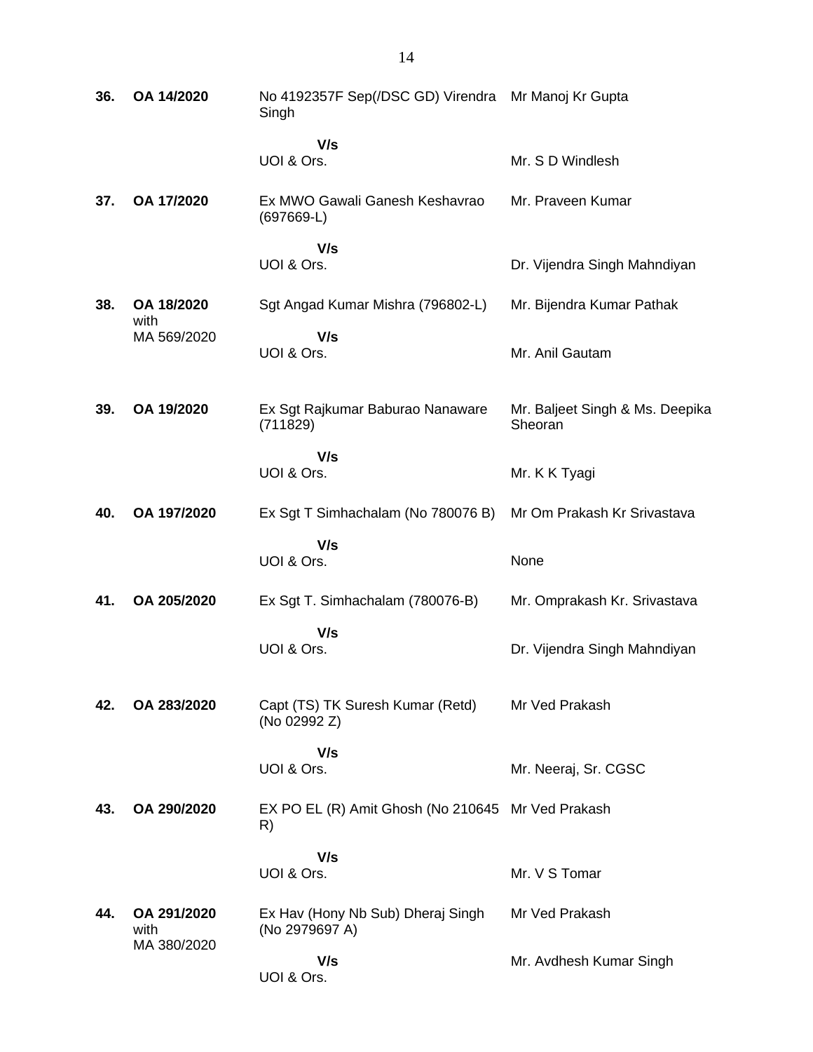| | | | |
|---|---|---|---|
| **36.** | **OA 14/2020** | No 4192357F Sep(/DSC GD) Virendra Singh | Mr Manoj Kr Gupta |
| | | **V/s** UOI & Ors. | Mr. S D Windlesh |
| **37.** | **OA 17/2020** | Ex MWO Gawali Ganesh Keshavrao (697669-L) | Mr. Praveen Kumar |
| | | **V/s** UOI & Ors. | Dr. Vijendra Singh Mahndiyan |
| **38.** | **OA 18/2020** with MA 569/2020 | Sgt Angad Kumar Mishra (796802-L) | Mr. Bijendra Kumar Pathak |
| | | **V/s** UOI & Ors. | Mr. Anil Gautam |
| **39.** | **OA 19/2020** | Ex Sgt Rajkumar Baburao Nanaware (711829) | Mr. Baljeet Singh & Ms. Deepika Sheoran |
| | | **V/s** UOI & Ors. | Mr. K K Tyagi |
| **40.** | **OA 197/2020** | Ex Sgt T Simhachalam (No 780076 B) | Mr Om Prakash Kr Srivastava |
| | | **V/s** UOI & Ors. | None |
| **41.** | **OA 205/2020** | Ex Sgt T. Simhachalam (780076-B) | Mr. Omprakash Kr. Srivastava |
| | | **V/s** UOI & Ors. | Dr. Vijendra Singh Mahndiyan |
| **42.** | **OA 283/2020** | Capt (TS) TK Suresh Kumar (Retd) (No 02992 Z) | Mr Ved Prakash |
| | | **V/s** UOI & Ors. | Mr. Neeraj, Sr. CGSC |
| **43.** | **OA 290/2020** | EX PO EL (R) Amit Ghosh (No 210645 R) | Mr Ved Prakash |
| | | **V/s** UOI & Ors. | Mr. V S Tomar |
| **44.** | **OA 291/2020** with MA 380/2020 | Ex Hav (Hony Nb Sub) Dheraj Singh (No 2979697 A) | Mr Ved Prakash |
| | | **V/s** UOI & Ors. | Mr. Avdhesh Kumar Singh |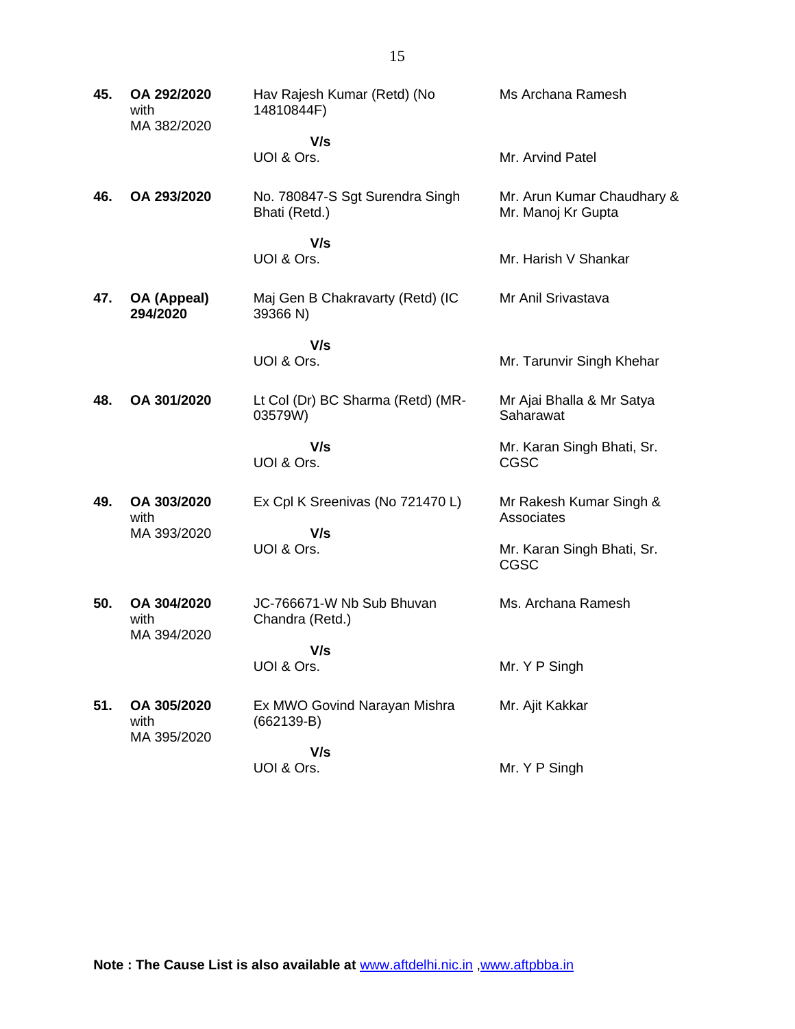| | | | |
|---|---|---|---|
| **45.** | **OA 292/2020** with MA 382/2020 | Hav Rajesh Kumar (Retd) (No 14810844F)<br>**V/s**<br>UOI & Ors. | Ms Archana Ramesh<br><br>Mr. Arvind Patel |
| **46.** | **OA 293/2020** | No. 780847-S Sgt Surendra Singh Bhati (Retd.)<br>**V/s**<br>UOI & Ors. | Mr. Arun Kumar Chaudhary & Mr. Manoj Kr Gupta<br><br>Mr. Harish V Shankar |
| **47.** | **OA (Appeal) 294/2020** | Maj Gen B Chakravarty (Retd) (IC 39366 N)<br>**V/s**<br>UOI & Ors. | Mr Anil Srivastava<br><br>Mr. Tarunvir Singh Khehar |
| **48.** | **OA 301/2020** | Lt Col (Dr) BC Sharma (Retd) (MR-03579W)<br>**V/s**<br>UOI & Ors. | Mr Ajai Bhalla & Mr Satya Saharawat<br><br>Mr. Karan Singh Bhati, Sr. CGSC |
| **49.** | **OA 303/2020** with MA 393/2020 | Ex Cpl K Sreenivas (No 721470 L)<br>**V/s**<br>UOI & Ors. | Mr Rakesh Kumar Singh & Associates<br><br>Mr. Karan Singh Bhati, Sr. CGSC |
| **50.** | **OA 304/2020** with MA 394/2020 | JC-766671-W Nb Sub Bhuvan Chandra (Retd.)<br>**V/s**<br>UOI & Ors. | Ms. Archana Ramesh<br><br>Mr. Y P Singh |
| **51.** | **OA 305/2020** with MA 395/2020 | Ex MWO Govind Narayan Mishra (662139-B)<br>**V/s**<br>UOI & Ors. | Mr. Ajit Kakkar<br><br>Mr. Y P Singh |

**Note : The Cause List is also available at** www.aftdelhi.nic.in ,www.aftpbba.in